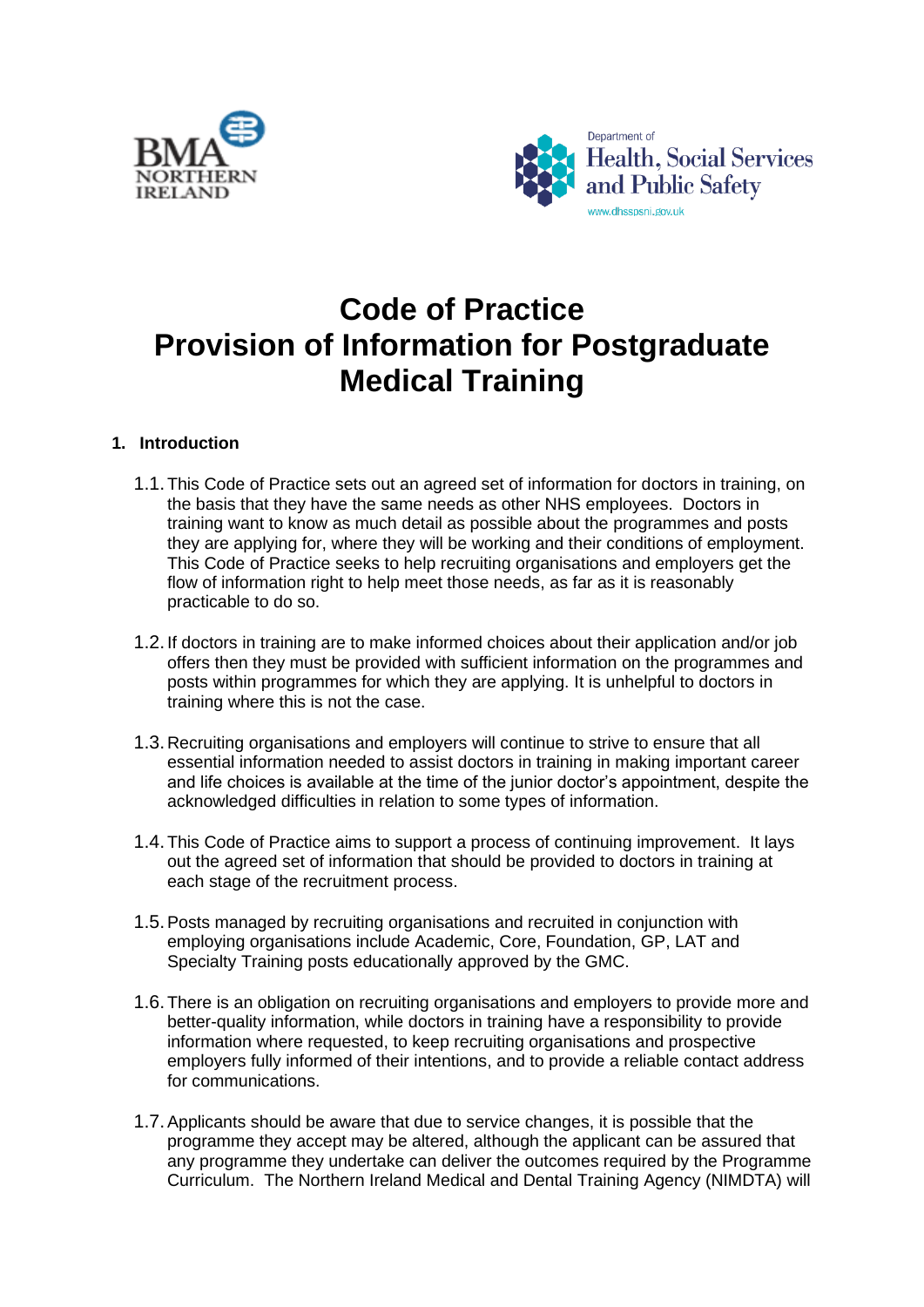# Code of Practice
# Provision of Information for Postgraduate Medical Training

## 1. Introduction

1.1. This Code of Practice sets out an agreed set of information for doctors in training, on the basis that they have the same needs as other NHS employees. Doctors in training want to know as much detail as possible about the programmes and posts they are applying for, where they will be working and their conditions of employment. This Code of Practice seeks to help recruiting organisations and employers get the flow of information right to help meet those needs, as far as it is reasonably practicable to do so.

1.2. If doctors in training are to make informed choices about their application and/or job offers then they must be provided with sufficient information on the programmes and posts within programmes for which they are applying. It is unhelpful to doctors in training where this is not the case.

1.3. Recruiting organisations and employers will continue to strive to ensure that all essential information needed to assist doctors in training in making important career and life choices is available at the time of the junior doctor's appointment, despite the acknowledged difficulties in relation to some types of information.

1.4. This Code of Practice aims to support a process of continuing improvement. It lays out the agreed set of information that should be provided to doctors in training at each stage of the recruitment process.

1.5. Posts managed by recruiting organisations and recruited in conjunction with employing organisations include Academic, Core, Foundation, GP, LAT and Specialty Training posts educationally approved by the GMC.

1.6. There is an obligation on recruiting organisations and employers to provide more and better-quality information, while doctors in training have a responsibility to provide information where requested, to keep recruiting organisations and prospective employers fully informed of their intentions, and to provide a reliable contact address for communications.

1.7. Applicants should be aware that due to service changes, it is possible that the programme they accept may be altered, although the applicant can be assured that any programme they undertake can deliver the outcomes required by the Programme Curriculum. The Northern Ireland Medical and Dental Training Agency (NIMDTA) will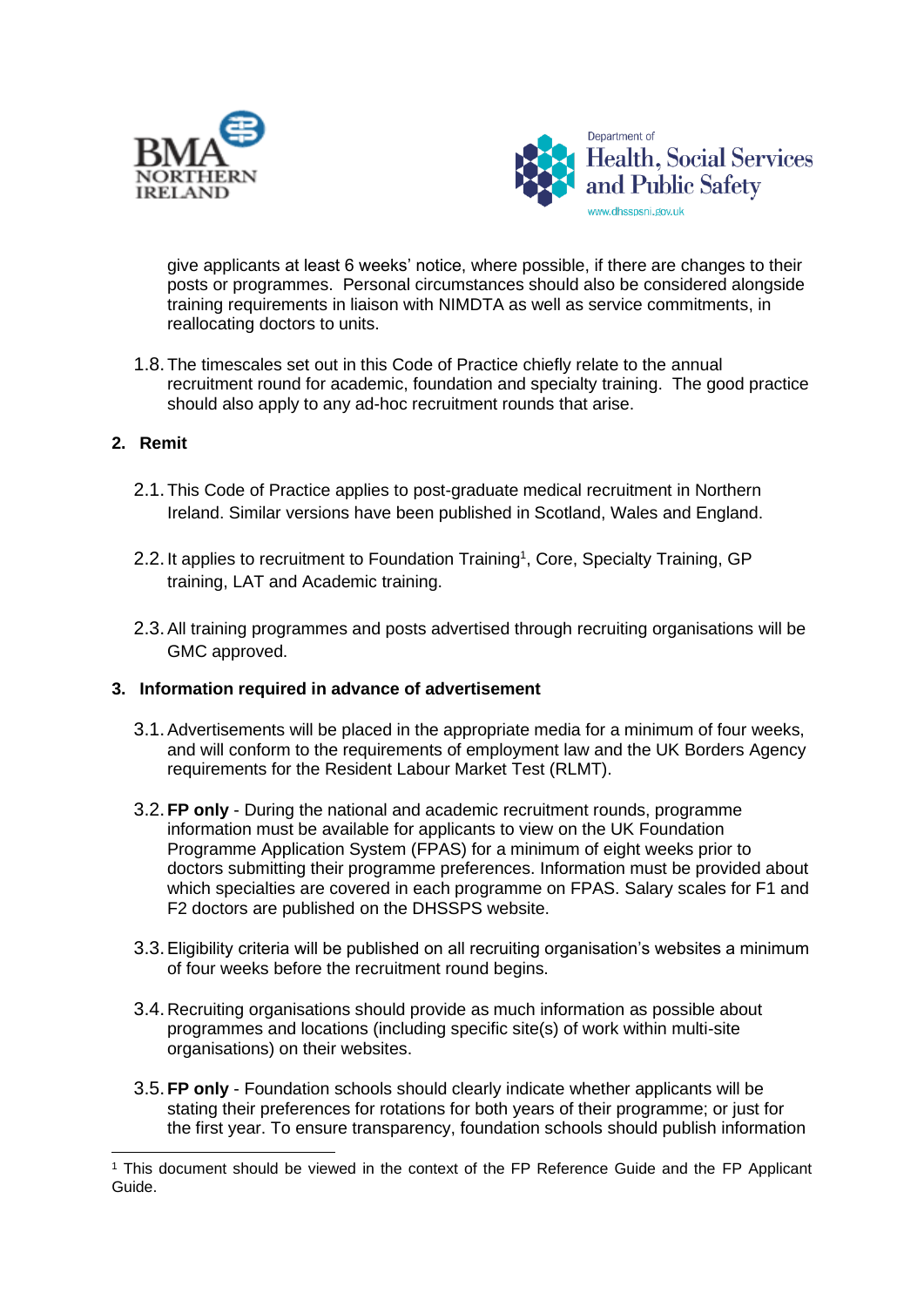give applicants at least 6 weeks' notice, where possible, if there are changes to their posts or programmes. Personal circumstances should also be considered alongside training requirements in liaison with NIMDTA as well as service commitments, in reallocating doctors to units.

1.8. The timescales set out in this Code of Practice chiefly relate to the annual recruitment round for academic, foundation and specialty training. The good practice should also apply to any ad-hoc recruitment rounds that arise.

## 2. Remit

2.1. This Code of Practice applies to post-graduate medical recruitment in Northern Ireland. Similar versions have been published in Scotland, Wales and England.

2.2. It applies to recruitment to Foundation Training[1], Core, Specialty Training, GP training, LAT and Academic training.

2.3. All training programmes and posts advertised through recruiting organisations will be GMC approved.

## 3. Information required in advance of advertisement

3.1. Advertisements will be placed in the appropriate media for a minimum of four weeks, and will conform to the requirements of employment law and the UK Borders Agency requirements for the Resident Labour Market Test (RLMT).

3.2. **FP only** - During the national and academic recruitment rounds, programme information must be available for applicants to view on the UK Foundation Programme Application System (FPAS) for a minimum of eight weeks prior to doctors submitting their programme preferences. Information must be provided about which specialties are covered in each programme on FPAS. Salary scales for F1 and F2 doctors are published on the DHSSPS website.

3.3. Eligibility criteria will be published on all recruiting organisation's websites a minimum of four weeks before the recruitment round begins.

3.4. Recruiting organisations should provide as much information as possible about programmes and locations (including specific site(s) of work within multi-site organisations) on their websites.

3.5. **FP only** - Foundation schools should clearly indicate whether applicants will be stating their preferences for rotations for both years of their programme; or just for the first year. To ensure transparency, foundation schools should publish information

[1] This document should be viewed in the context of the FP Reference Guide and the FP Applicant Guide.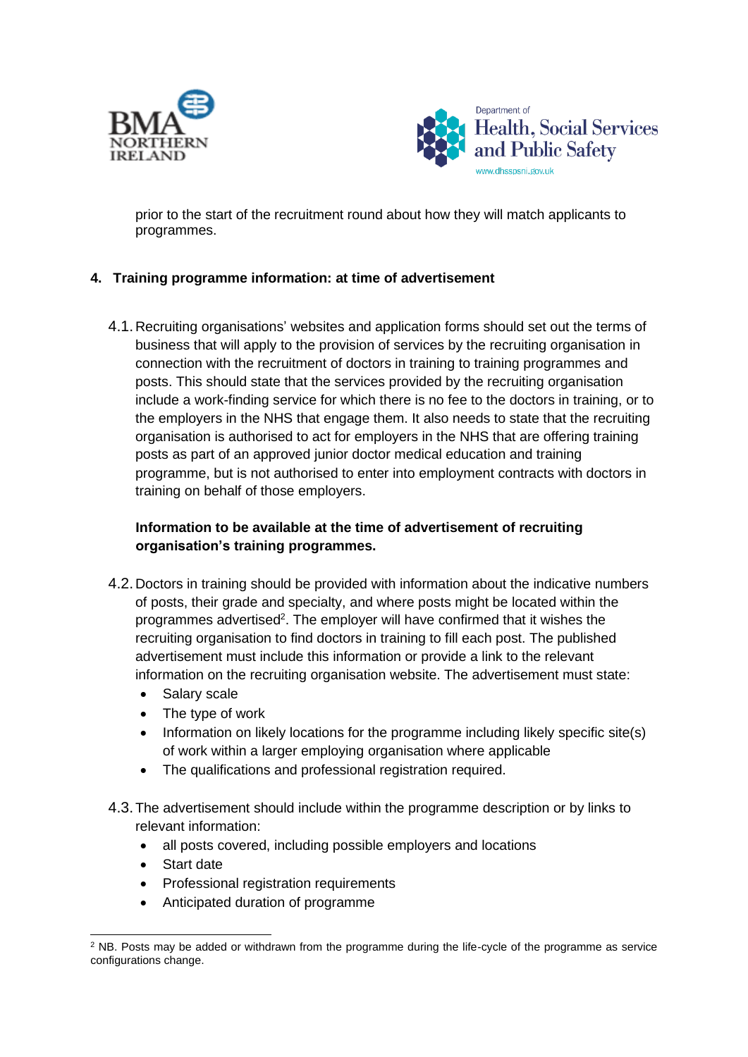prior to the start of the recruitment round about how they will match applicants to programmes.

## 4. Training programme information: at time of advertisement

4.1. Recruiting organisations' websites and application forms should set out the terms of business that will apply to the provision of services by the recruiting organisation in connection with the recruitment of doctors in training to training programmes and posts. This should state that the services provided by the recruiting organisation include a work-finding service for which there is no fee to the doctors in training, or to the employers in the NHS that engage them. It also needs to state that the recruiting organisation is authorised to act for employers in the NHS that are offering training posts as part of an approved junior doctor medical education and training programme, but is not authorised to enter into employment contracts with doctors in training on behalf of those employers.

**Information to be available at the time of advertisement of recruiting organisation's training programmes.**

4.2. Doctors in training should be provided with information about the indicative numbers of posts, their grade and specialty, and where posts might be located within the programmes advertised[2]. The employer will have confirmed that it wishes the recruiting organisation to find doctors in training to fill each post. The published advertisement must include this information or provide a link to the relevant information on the recruiting organisation website. The advertisement must state:

- Salary scale
- The type of work
- Information on likely locations for the programme including likely specific site(s) of work within a larger employing organisation where applicable
- The qualifications and professional registration required.

4.3. The advertisement should include within the programme description or by links to relevant information:

- all posts covered, including possible employers and locations
- Start date
- Professional registration requirements
- Anticipated duration of programme

[2] NB. Posts may be added or withdrawn from the programme during the life-cycle of the programme as service configurations change.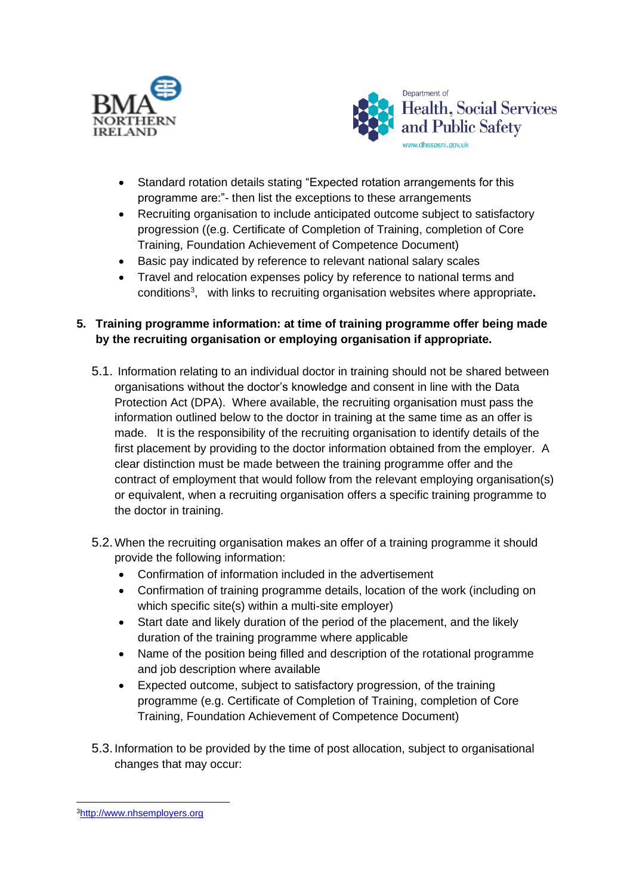- Standard rotation details stating "Expected rotation arrangements for this programme are:"- then list the exceptions to these arrangements
- Recruiting organisation to include anticipated outcome subject to satisfactory progression ((e.g. Certificate of Completion of Training, completion of Core Training, Foundation Achievement of Competence Document)
- Basic pay indicated by reference to relevant national salary scales
- Travel and relocation expenses policy by reference to national terms and conditions[3], with links to recruiting organisation websites where appropriate**.**

**5. Training programme information: at time of training programme offer being made by the recruiting organisation or employing organisation if appropriate.**

5.1. Information relating to an individual doctor in training should not be shared between organisations without the doctor's knowledge and consent in line with the Data Protection Act (DPA). Where available, the recruiting organisation must pass the information outlined below to the doctor in training at the same time as an offer is made. It is the responsibility of the recruiting organisation to identify details of the first placement by providing to the doctor information obtained from the employer. A clear distinction must be made between the training programme offer and the contract of employment that would follow from the relevant employing organisation(s) or equivalent, when a recruiting organisation offers a specific training programme to the doctor in training.

5.2. When the recruiting organisation makes an offer of a training programme it should provide the following information:

- Confirmation of information included in the advertisement
- Confirmation of training programme details, location of the work (including on which specific site(s) within a multi-site employer)
- Start date and likely duration of the period of the placement, and the likely duration of the training programme where applicable
- Name of the position being filled and description of the rotational programme and job description where available
- Expected outcome, subject to satisfactory progression, of the training programme (e.g. Certificate of Completion of Training, completion of Core Training, Foundation Achievement of Competence Document)

5.3. Information to be provided by the time of post allocation, subject to organisational changes that may occur:

[3] http://www.nhsemployers.org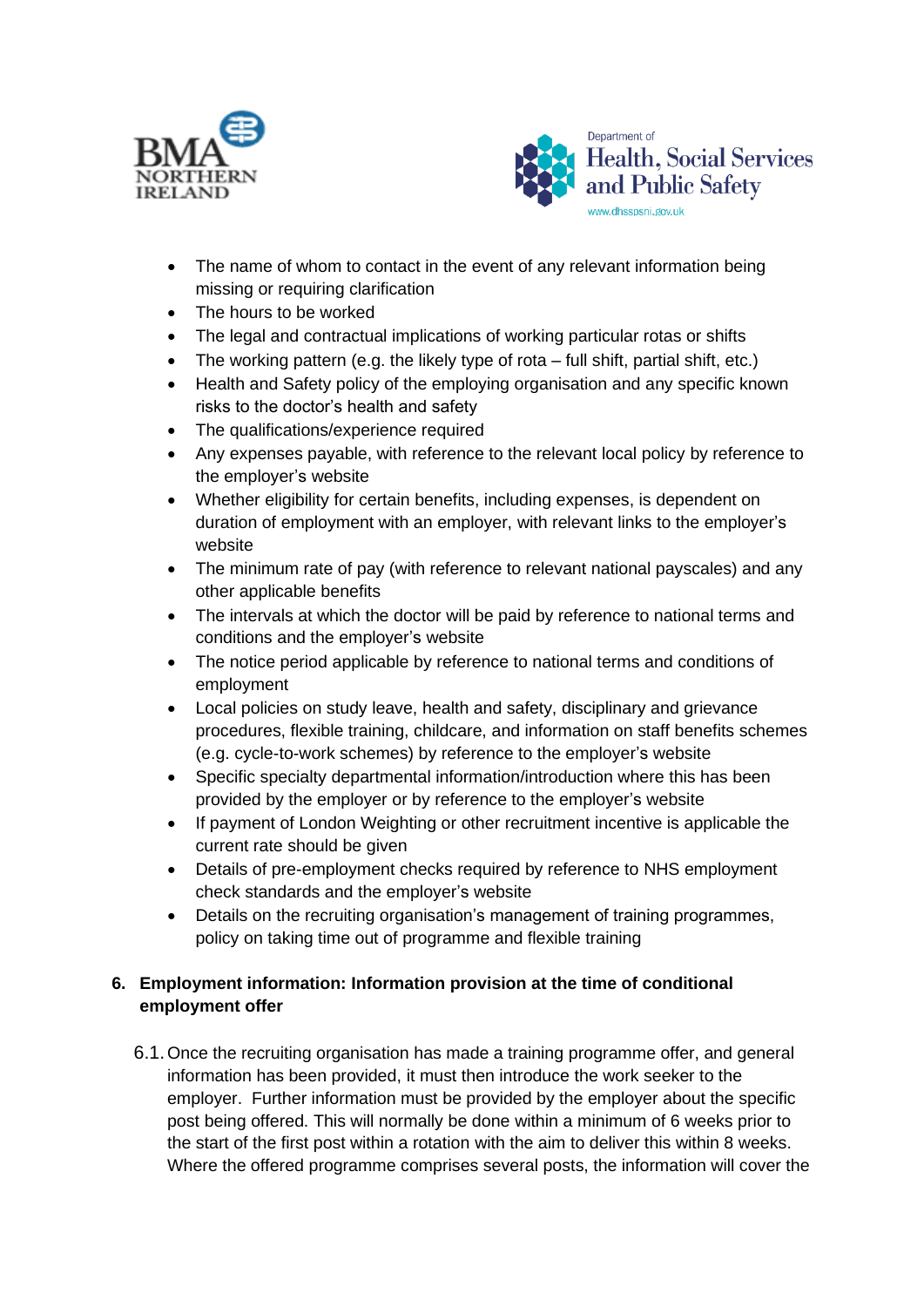- The name of whom to contact in the event of any relevant information being missing or requiring clarification
- The hours to be worked
- The legal and contractual implications of working particular rotas or shifts
- The working pattern (e.g. the likely type of rota – full shift, partial shift, etc.)
- Health and Safety policy of the employing organisation and any specific known risks to the doctor's health and safety
- The qualifications/experience required
- Any expenses payable, with reference to the relevant local policy by reference to the employer's website
- Whether eligibility for certain benefits, including expenses, is dependent on duration of employment with an employer, with relevant links to the employer's website
- The minimum rate of pay (with reference to relevant national payscales) and any other applicable benefits
- The intervals at which the doctor will be paid by reference to national terms and conditions and the employer's website
- The notice period applicable by reference to national terms and conditions of employment
- Local policies on study leave, health and safety, disciplinary and grievance procedures, flexible training, childcare, and information on staff benefits schemes (e.g. cycle-to-work schemes) by reference to the employer's website
- Specific specialty departmental information/introduction where this has been provided by the employer or by reference to the employer's website
- If payment of London Weighting or other recruitment incentive is applicable the current rate should be given
- Details of pre-employment checks required by reference to NHS employment check standards and the employer's website
- Details on the recruiting organisation's management of training programmes, policy on taking time out of programme and flexible training

## 6. Employment information: Information provision at the time of conditional employment offer

6.1. Once the recruiting organisation has made a training programme offer, and general information has been provided, it must then introduce the work seeker to the employer. Further information must be provided by the employer about the specific post being offered. This will normally be done within a minimum of 6 weeks prior to the start of the first post within a rotation with the aim to deliver this within 8 weeks. Where the offered programme comprises several posts, the information will cover the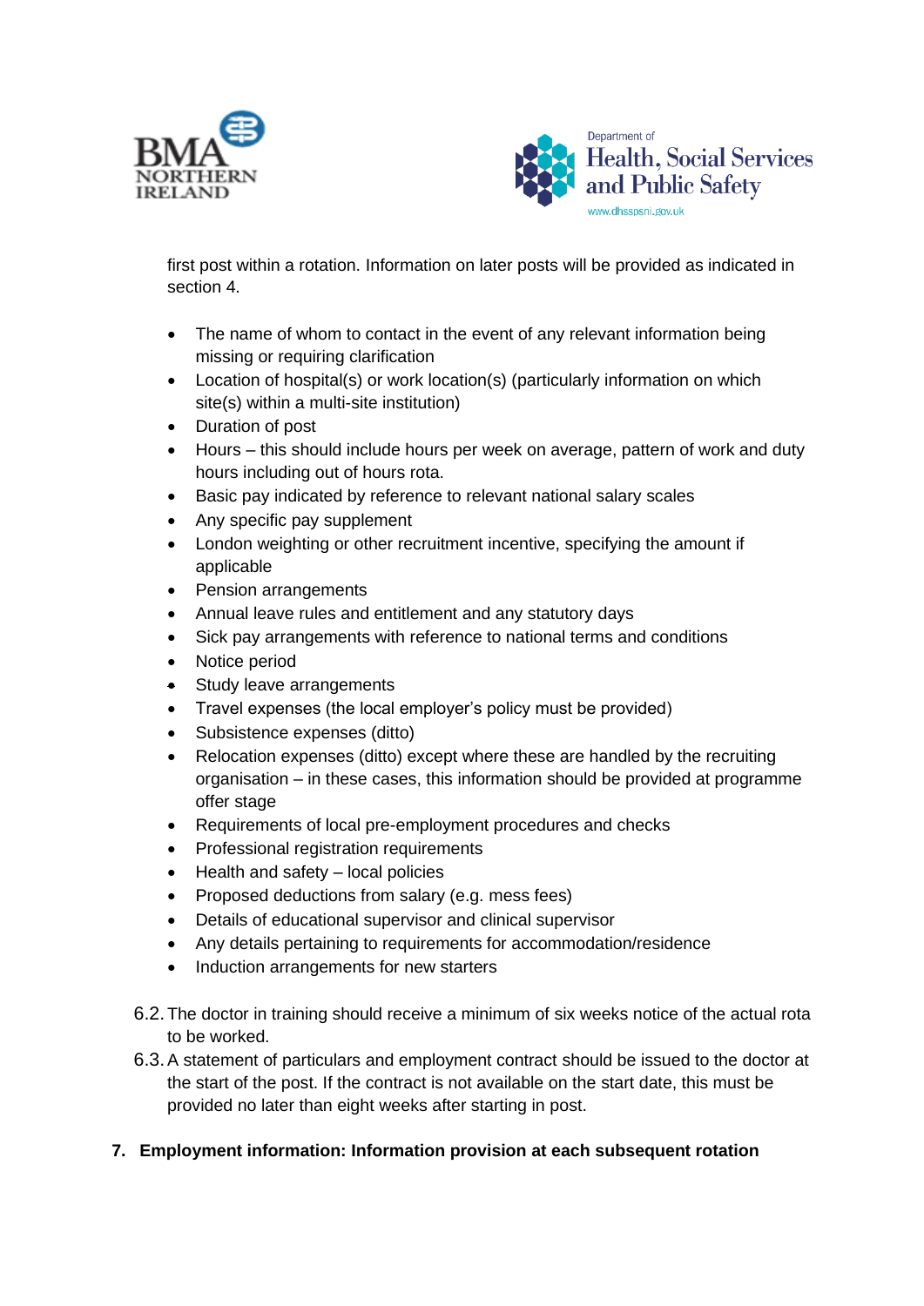first post within a rotation. Information on later posts will be provided as indicated in section 4.

- The name of whom to contact in the event of any relevant information being missing or requiring clarification
- Location of hospital(s) or work location(s) (particularly information on which site(s) within a multi-site institution)
- Duration of post
- Hours – this should include hours per week on average, pattern of work and duty hours including out of hours rota.
- Basic pay indicated by reference to relevant national salary scales
- Any specific pay supplement
- London weighting or other recruitment incentive, specifying the amount if applicable
- Pension arrangements
- Annual leave rules and entitlement and any statutory days
- Sick pay arrangements with reference to national terms and conditions
- Notice period
- Study leave arrangements
- Travel expenses (the local employer's policy must be provided)
- Subsistence expenses (ditto)
- Relocation expenses (ditto) except where these are handled by the recruiting organisation – in these cases, this information should be provided at programme offer stage
- Requirements of local pre-employment procedures and checks
- Professional registration requirements
- Health and safety – local policies
- Proposed deductions from salary (e.g. mess fees)
- Details of educational supervisor and clinical supervisor
- Any details pertaining to requirements for accommodation/residence
- Induction arrangements for new starters

6.2. The doctor in training should receive a minimum of six weeks notice of the actual rota to be worked.

6.3. A statement of particulars and employment contract should be issued to the doctor at the start of the post. If the contract is not available on the start date, this must be provided no later than eight weeks after starting in post.

## 7. Employment information: Information provision at each subsequent rotation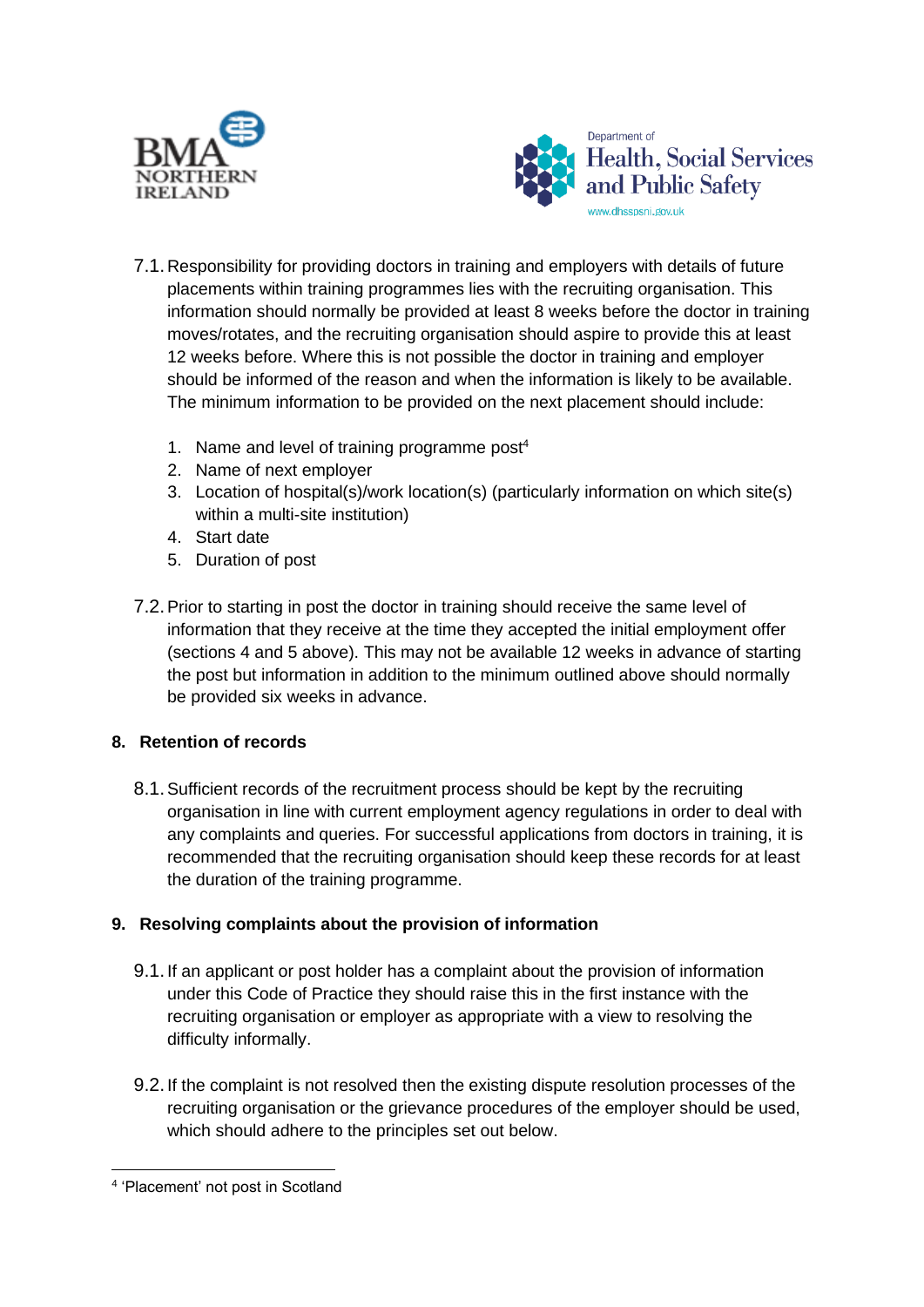7.1. Responsibility for providing doctors in training and employers with details of future placements within training programmes lies with the recruiting organisation. This information should normally be provided at least 8 weeks before the doctor in training moves/rotates, and the recruiting organisation should aspire to provide this at least 12 weeks before. Where this is not possible the doctor in training and employer should be informed of the reason and when the information is likely to be available. The minimum information to be provided on the next placement should include:

1. Name and level of training programme post[4]
2. Name of next employer
3. Location of hospital(s)/work location(s) (particularly information on which site(s) within a multi-site institution)
4. Start date
5. Duration of post

7.2. Prior to starting in post the doctor in training should receive the same level of information that they receive at the time they accepted the initial employment offer (sections 4 and 5 above). This may not be available 12 weeks in advance of starting the post but information in addition to the minimum outlined above should normally be provided six weeks in advance.

## 8. Retention of records

8.1. Sufficient records of the recruitment process should be kept by the recruiting organisation in line with current employment agency regulations in order to deal with any complaints and queries. For successful applications from doctors in training, it is recommended that the recruiting organisation should keep these records for at least the duration of the training programme.

## 9. Resolving complaints about the provision of information

9.1. If an applicant or post holder has a complaint about the provision of information under this Code of Practice they should raise this in the first instance with the recruiting organisation or employer as appropriate with a view to resolving the difficulty informally.

9.2. If the complaint is not resolved then the existing dispute resolution processes of the recruiting organisation or the grievance procedures of the employer should be used, which should adhere to the principles set out below.

---

[4] 'Placement' not post in Scotland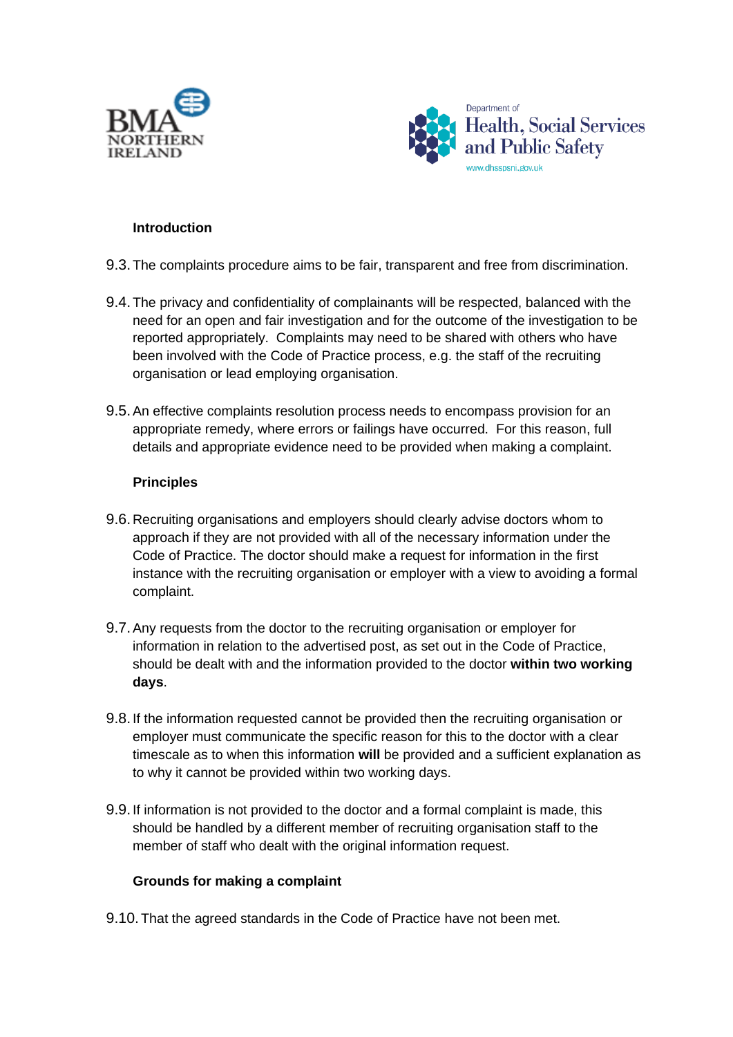### Introduction

9.3. The complaints procedure aims to be fair, transparent and free from discrimination.

9.4. The privacy and confidentiality of complainants will be respected, balanced with the need for an open and fair investigation and for the outcome of the investigation to be reported appropriately. Complaints may need to be shared with others who have been involved with the Code of Practice process, e.g. the staff of the recruiting organisation or lead employing organisation.

9.5. An effective complaints resolution process needs to encompass provision for an appropriate remedy, where errors or failings have occurred. For this reason, full details and appropriate evidence need to be provided when making a complaint.

### Principles

9.6. Recruiting organisations and employers should clearly advise doctors whom to approach if they are not provided with all of the necessary information under the Code of Practice. The doctor should make a request for information in the first instance with the recruiting organisation or employer with a view to avoiding a formal complaint.

9.7. Any requests from the doctor to the recruiting organisation or employer for information in relation to the advertised post, as set out in the Code of Practice, should be dealt with and the information provided to the doctor **within two working days**.

9.8. If the information requested cannot be provided then the recruiting organisation or employer must communicate the specific reason for this to the doctor with a clear timescale as to when this information **will** be provided and a sufficient explanation as to why it cannot be provided within two working days.

9.9. If information is not provided to the doctor and a formal complaint is made, this should be handled by a different member of recruiting organisation staff to the member of staff who dealt with the original information request.

### Grounds for making a complaint

9.10. That the agreed standards in the Code of Practice have not been met.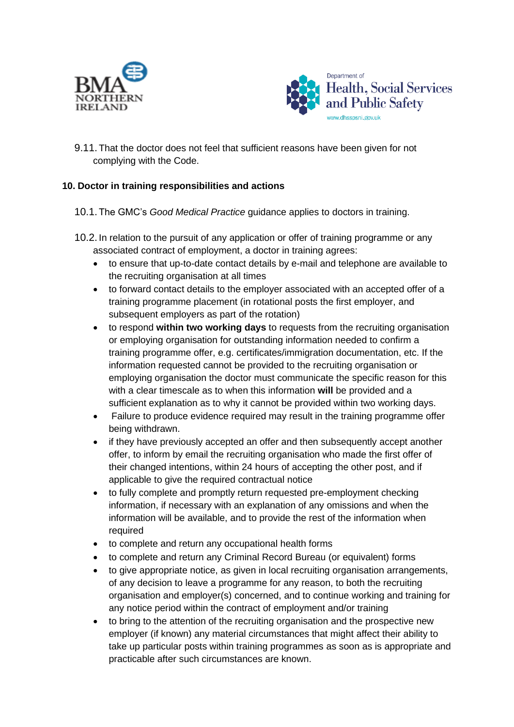9.11. That the doctor does not feel that sufficient reasons have been given for not complying with the Code.

## 10. Doctor in training responsibilities and actions

10.1. The GMC's *Good Medical Practice* guidance applies to doctors in training.

10.2. In relation to the pursuit of any application or offer of training programme or any associated contract of employment, a doctor in training agrees:

- to ensure that up-to-date contact details by e-mail and telephone are available to the recruiting organisation at all times
- to forward contact details to the employer associated with an accepted offer of a training programme placement (in rotational posts the first employer, and subsequent employers as part of the rotation)
- to respond **within two working days** to requests from the recruiting organisation or employing organisation for outstanding information needed to confirm a training programme offer, e.g. certificates/immigration documentation, etc. If the information requested cannot be provided to the recruiting organisation or employing organisation the doctor must communicate the specific reason for this with a clear timescale as to when this information **will** be provided and a sufficient explanation as to why it cannot be provided within two working days.
- Failure to produce evidence required may result in the training programme offer being withdrawn.
- if they have previously accepted an offer and then subsequently accept another offer, to inform by email the recruiting organisation who made the first offer of their changed intentions, within 24 hours of accepting the other post, and if applicable to give the required contractual notice
- to fully complete and promptly return requested pre-employment checking information, if necessary with an explanation of any omissions and when the information will be available, and to provide the rest of the information when required
- to complete and return any occupational health forms
- to complete and return any Criminal Record Bureau (or equivalent) forms
- to give appropriate notice, as given in local recruiting organisation arrangements, of any decision to leave a programme for any reason, to both the recruiting organisation and employer(s) concerned, and to continue working and training for any notice period within the contract of employment and/or training
- to bring to the attention of the recruiting organisation and the prospective new employer (if known) any material circumstances that might affect their ability to take up particular posts within training programmes as soon as is appropriate and practicable after such circumstances are known.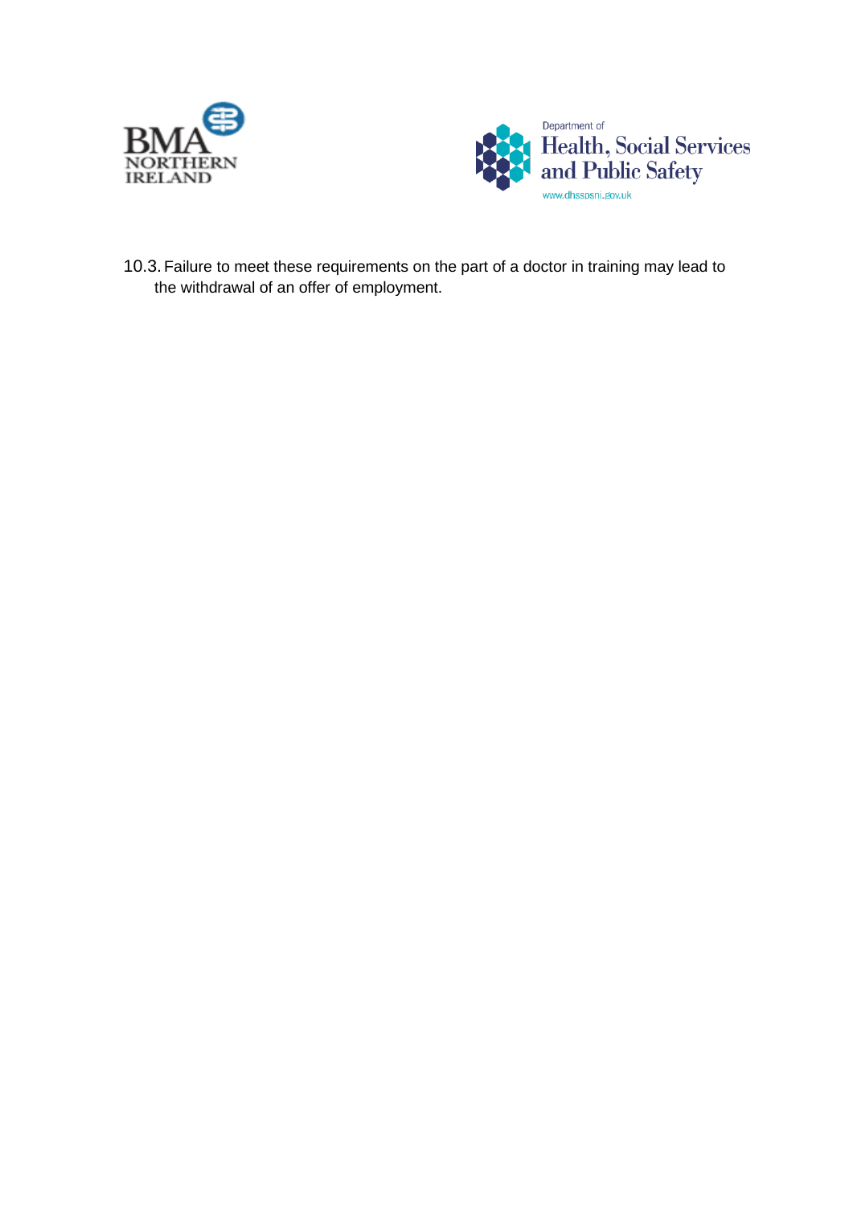10.3. Failure to meet these requirements on the part of a doctor in training may lead to the withdrawal of an offer of employment.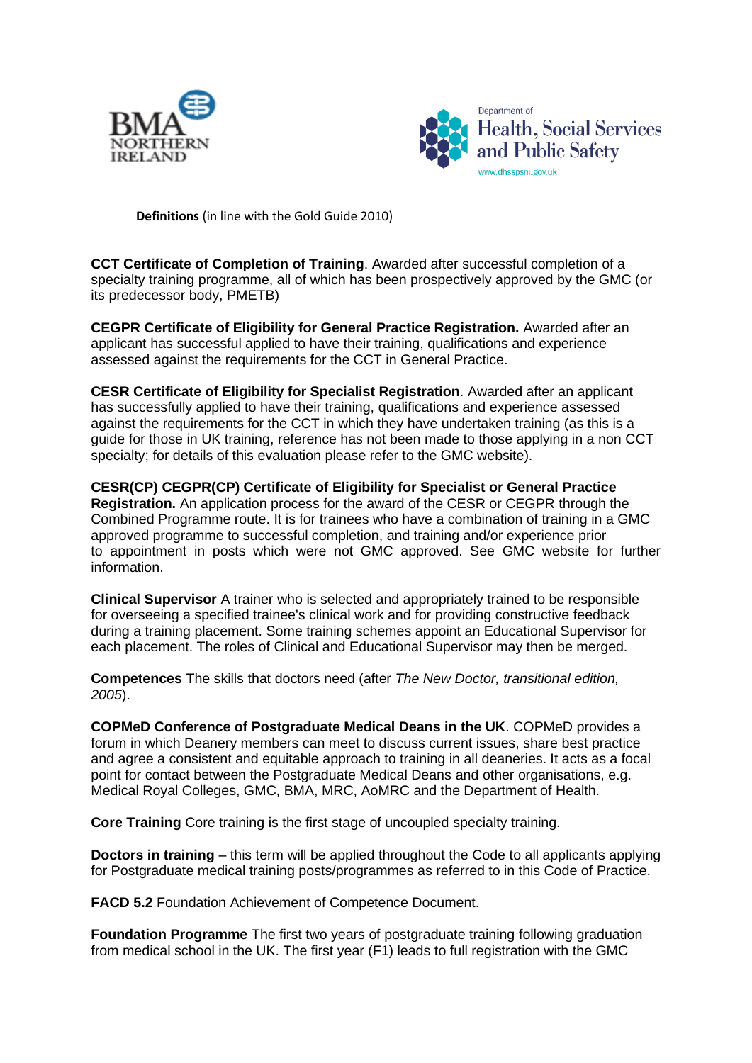**Definitions** (in line with the Gold Guide 2010)

**CCT Certificate of Completion of Training**. Awarded after successful completion of a specialty training programme, all of which has been prospectively approved by the GMC (or its predecessor body, PMETB)

**CEGPR Certificate of Eligibility for General Practice Registration.** Awarded after an applicant has successful applied to have their training, qualifications and experience assessed against the requirements for the CCT in General Practice.

**CESR Certificate of Eligibility for Specialist Registration**. Awarded after an applicant has successfully applied to have their training, qualifications and experience assessed against the requirements for the CCT in which they have undertaken training (as this is a guide for those in UK training, reference has not been made to those applying in a non CCT specialty; for details of this evaluation please refer to the GMC website).

**CESR(CP) CEGPR(CP) Certificate of Eligibility for Specialist or General Practice Registration.** An application process for the award of the CESR or CEGPR through the Combined Programme route. It is for trainees who have a combination of training in a GMC approved programme to successful completion, and training and/or experience prior to appointment in posts which were not GMC approved. See GMC website for further information.

**Clinical Supervisor** A trainer who is selected and appropriately trained to be responsible for overseeing a specified trainee's clinical work and for providing constructive feedback during a training placement. Some training schemes appoint an Educational Supervisor for each placement. The roles of Clinical and Educational Supervisor may then be merged.

**Competences** The skills that doctors need (after *The New Doctor, transitional edition, 2005*).

**COPMeD Conference of Postgraduate Medical Deans in the UK**. COPMeD provides a forum in which Deanery members can meet to discuss current issues, share best practice and agree a consistent and equitable approach to training in all deaneries. It acts as a focal point for contact between the Postgraduate Medical Deans and other organisations, e.g. Medical Royal Colleges, GMC, BMA, MRC, AoMRC and the Department of Health.

**Core Training** Core training is the first stage of uncoupled specialty training.

**Doctors in training** – this term will be applied throughout the Code to all applicants applying for Postgraduate medical training posts/programmes as referred to in this Code of Practice.

**FACD 5.2** Foundation Achievement of Competence Document.

**Foundation Programme** The first two years of postgraduate training following graduation from medical school in the UK. The first year (F1) leads to full registration with the GMC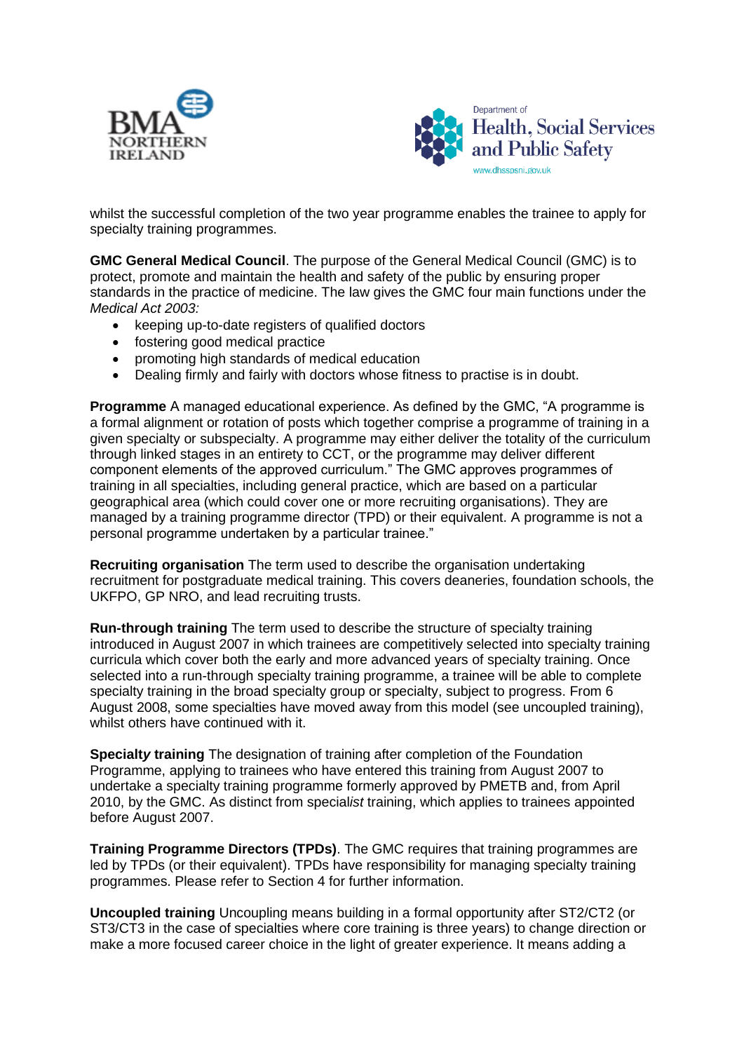whilst the successful completion of the two year programme enables the trainee to apply for specialty training programmes.

**GMC General Medical Council**. The purpose of the General Medical Council (GMC) is to protect, promote and maintain the health and safety of the public by ensuring proper standards in the practice of medicine. The law gives the GMC four main functions under the *Medical Act 2003:*

- keeping up-to-date registers of qualified doctors
- fostering good medical practice
- promoting high standards of medical education
- Dealing firmly and fairly with doctors whose fitness to practise is in doubt.

**Programme** A managed educational experience. As defined by the GMC, "A programme is a formal alignment or rotation of posts which together comprise a programme of training in a given specialty or subspecialty. A programme may either deliver the totality of the curriculum through linked stages in an entirety to CCT, or the programme may deliver different component elements of the approved curriculum." The GMC approves programmes of training in all specialties, including general practice, which are based on a particular geographical area (which could cover one or more recruiting organisations). They are managed by a training programme director (TPD) or their equivalent. A programme is not a personal programme undertaken by a particular trainee."

**Recruiting organisation** The term used to describe the organisation undertaking recruitment for postgraduate medical training. This covers deaneries, foundation schools, the UKFPO, GP NRO, and lead recruiting trusts.

**Run-through training** The term used to describe the structure of specialty training introduced in August 2007 in which trainees are competitively selected into specialty training curricula which cover both the early and more advanced years of specialty training. Once selected into a run-through specialty training programme, a trainee will be able to complete specialty training in the broad specialty group or specialty, subject to progress. From 6 August 2008, some specialties have moved away from this model (see uncoupled training), whilst others have continued with it.

**Special*****ty*** **training** The designation of training after completion of the Foundation Programme, applying to trainees who have entered this training from August 2007 to undertake a specialty training programme formerly approved by PMETB and, from April 2010, by the GMC. As distinct from special*ist* training, which applies to trainees appointed before August 2007.

**Training Programme Directors (TPDs)**. The GMC requires that training programmes are led by TPDs (or their equivalent). TPDs have responsibility for managing specialty training programmes. Please refer to Section 4 for further information.

**Uncoupled training** Uncoupling means building in a formal opportunity after ST2/CT2 (or ST3/CT3 in the case of specialties where core training is three years) to change direction or make a more focused career choice in the light of greater experience. It means adding a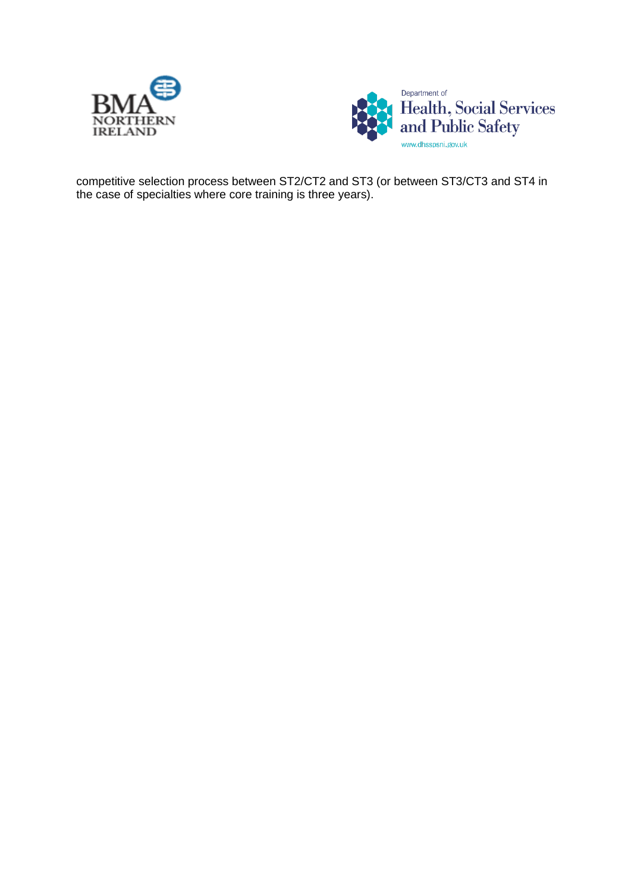competitive selection process between ST2/CT2 and ST3 (or between ST3/CT3 and ST4 in the case of specialties where core training is three years).